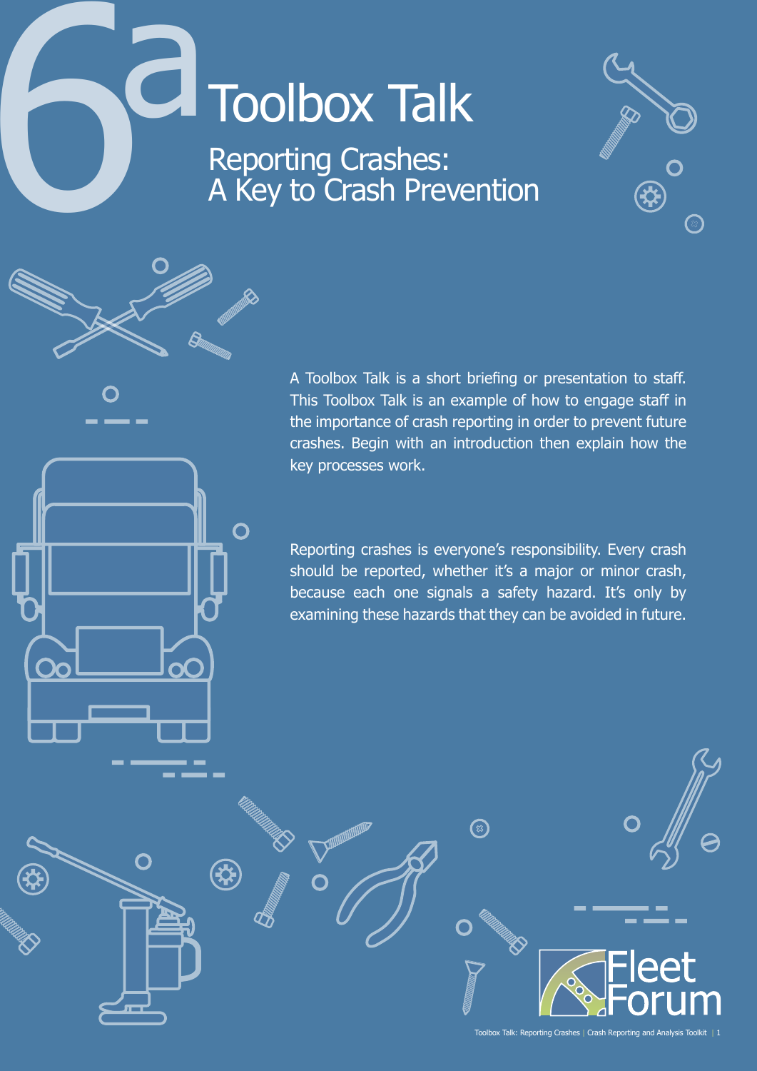# 6a Toolbox Talk

## Reporting Crashes: A Key to Crash Prevention

A Toolbox Talk is a short briefing or presentation to staff. This Toolbox Talk is an example of how to engage staff in the importance of crash reporting in order to prevent future crashes. Begin with an introduction then explain how the key processes work.

Reporting crashes is everyone's responsibility. Every crash should be reported, whether it's a major or minor crash, because each one signals a safety hazard. It's only by examining these hazards that they can be avoided in future.

Fleet Forum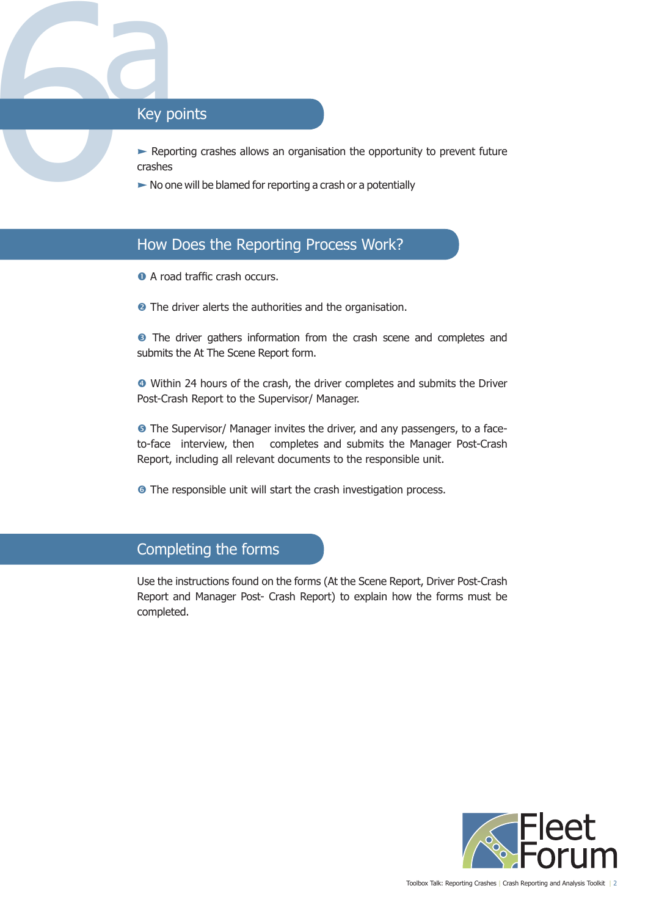# 6a

## Key points

- Reporting crashes allows an organisation the opportunity to prevent future crashes
- No one will be blamed for reporting a crash or a potentially

## How Does the Reporting Process Work?

1. A road traffic crash occurs.

2. The driver alerts the authorities and the organisation.

3. The driver gathers information from the crash scene and completes and submits the At The Scene Report form.

4. Within 24 hours of the crash, the driver completes and submits the Driver Post-Crash Report to the Supervisor/ Manager.

5. The Supervisor/ Manager invites the driver, and any passengers, to a face-to-face interview, then completes and submits the Manager Post-Crash Report, including all relevant documents to the responsible unit.

6. The responsible unit will start the crash investigation process.

## Completing the forms

Use the instructions found on the forms (At the Scene Report, Driver Post-Crash Report and Manager Post- Crash Report) to explain how the forms must be completed.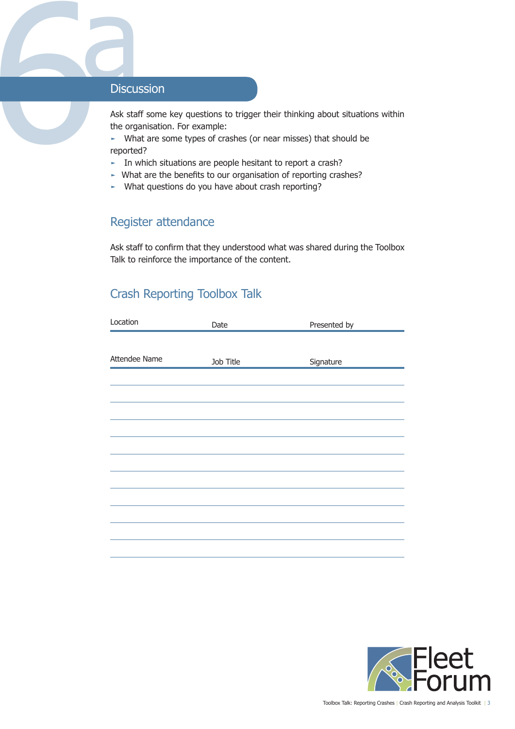# 6a

## Discussion

Ask staff some key questions to trigger their thinking about situations within the organisation. For example:

- What are some types of crashes (or near misses) that should be reported?
- In which situations are people hesitant to report a crash?
- What are the benefits to our organisation of reporting crashes?
- What questions do you have about crash reporting?

## Register attendance

Ask staff to confirm that they understood what was shared during the Toolbox Talk to reinforce the importance of the content.

## Crash Reporting Toolbox Talk

| Location | Date | Presented by |
|---|---|---|
| | | |

| Attendee Name | Job Title | Signature |
|---|---|---|
| | | |
| | | |
| | | |
| | | |
| | | |
| | | |
| | | |
| | | |
| | | |
| | | |
| | | |